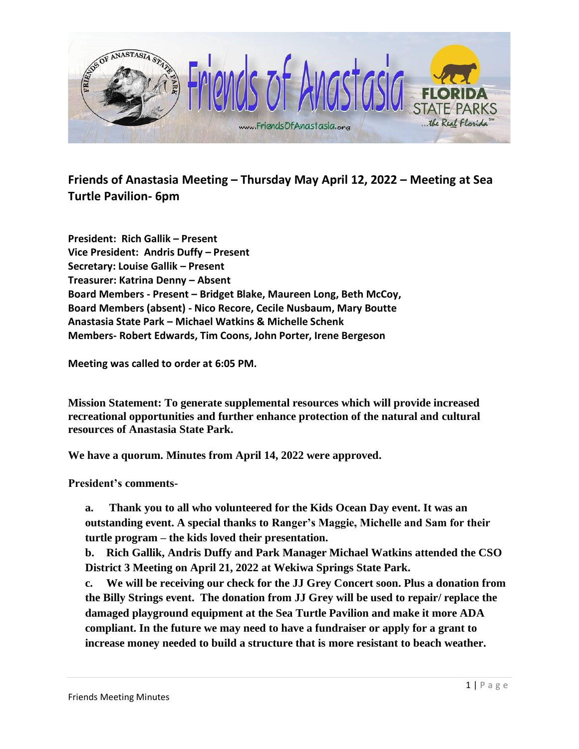## Friends of Anastasia Meeting – Thursday May April 12, 2022 – Meeting at Sea Turtle Pavilion- 6pm

**President: Rich Gallik – Present**
**Vice President: Andris Duffy – Present**
**Secretary: Louise Gallik – Present**
**Treasurer: Katrina Denny – Absent**
**Board Members - Present – Bridget Blake, Maureen Long, Beth McCoy,**
**Board Members (absent) - Nico Recore, Cecile Nusbaum, Mary Boutte**
**Anastasia State Park – Michael Watkins & Michelle Schenk**
**Members- Robert Edwards, Tim Coons, John Porter, Irene Bergeson**

**Meeting was called to order at 6:05 PM.**

**Mission Statement: To generate supplemental resources which will provide increased recreational opportunities and further enhance protection of the natural and cultural resources of Anastasia State Park.**

**We have a quorum. Minutes from April 14, 2022 were approved.**

**President's comments-**

**a. Thank you to all who volunteered for the Kids Ocean Day event. It was an outstanding event. A special thanks to Ranger's Maggie, Michelle and Sam for their turtle program – the kids loved their presentation.**

**b. Rich Gallik, Andris Duffy and Park Manager Michael Watkins attended the CSO District 3 Meeting on April 21, 2022 at Wekiwa Springs State Park.**

**c. We will be receiving our check for the JJ Grey Concert soon. Plus a donation from the Billy Strings event. The donation from JJ Grey will be used to repair/ replace the damaged playground equipment at the Sea Turtle Pavilion and make it more ADA compliant. In the future we may need to have a fundraiser or apply for a grant to increase money needed to build a structure that is more resistant to beach weather.**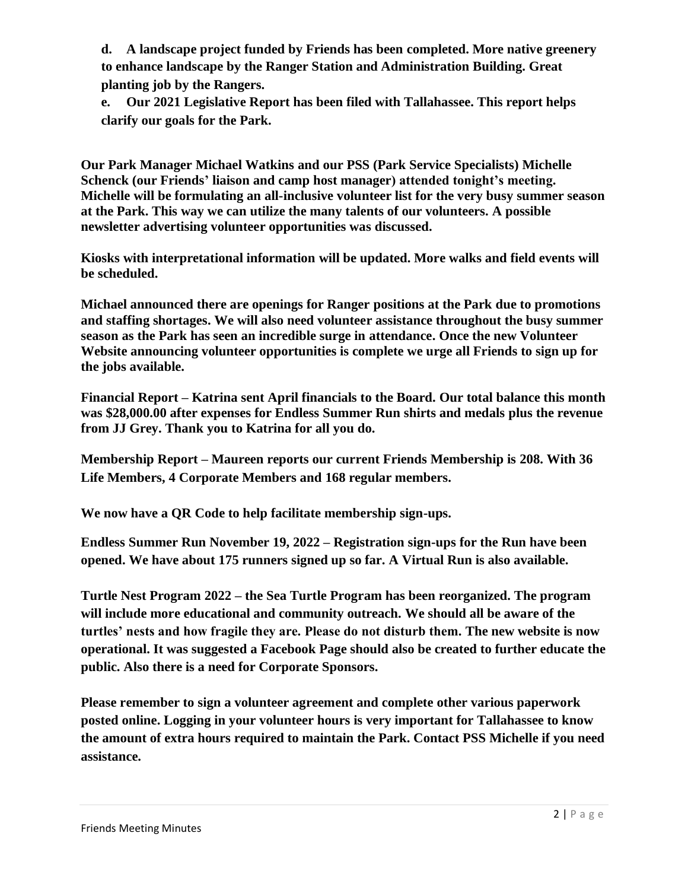**d. A landscape project funded by Friends has been completed. More native greenery to enhance landscape by the Ranger Station and Administration Building. Great planting job by the Rangers.**

**e. Our 2021 Legislative Report has been filed with Tallahassee. This report helps clarify our goals for the Park.**

**Our Park Manager Michael Watkins and our PSS (Park Service Specialists) Michelle Schenck (our Friends' liaison and camp host manager) attended tonight's meeting. Michelle will be formulating an all-inclusive volunteer list for the very busy summer season at the Park. This way we can utilize the many talents of our volunteers. A possible newsletter advertising volunteer opportunities was discussed.**

**Kiosks with interpretational information will be updated. More walks and field events will be scheduled.**

**Michael announced there are openings for Ranger positions at the Park due to promotions and staffing shortages. We will also need volunteer assistance throughout the busy summer season as the Park has seen an incredible surge in attendance. Once the new Volunteer Website announcing volunteer opportunities is complete we urge all Friends to sign up for the jobs available.**

**Financial Report – Katrina sent April financials to the Board. Our total balance this month was $28,000.00 after expenses for Endless Summer Run shirts and medals plus the revenue from JJ Grey. Thank you to Katrina for all you do.**

**Membership Report – Maureen reports our current Friends Membership is 208. With 36 Life Members, 4 Corporate Members and 168 regular members.**

**We now have a QR Code to help facilitate membership sign-ups.**

**Endless Summer Run November 19, 2022 – Registration sign-ups for the Run have been opened. We have about 175 runners signed up so far. A Virtual Run is also available.**

**Turtle Nest Program 2022 – the Sea Turtle Program has been reorganized. The program will include more educational and community outreach. We should all be aware of the turtles' nests and how fragile they are. Please do not disturb them. The new website is now operational. It was suggested a Facebook Page should also be created to further educate the public. Also there is a need for Corporate Sponsors.**

**Please remember to sign a volunteer agreement and complete other various paperwork posted online. Logging in your volunteer hours is very important for Tallahassee to know the amount of extra hours required to maintain the Park. Contact PSS Michelle if you need assistance.**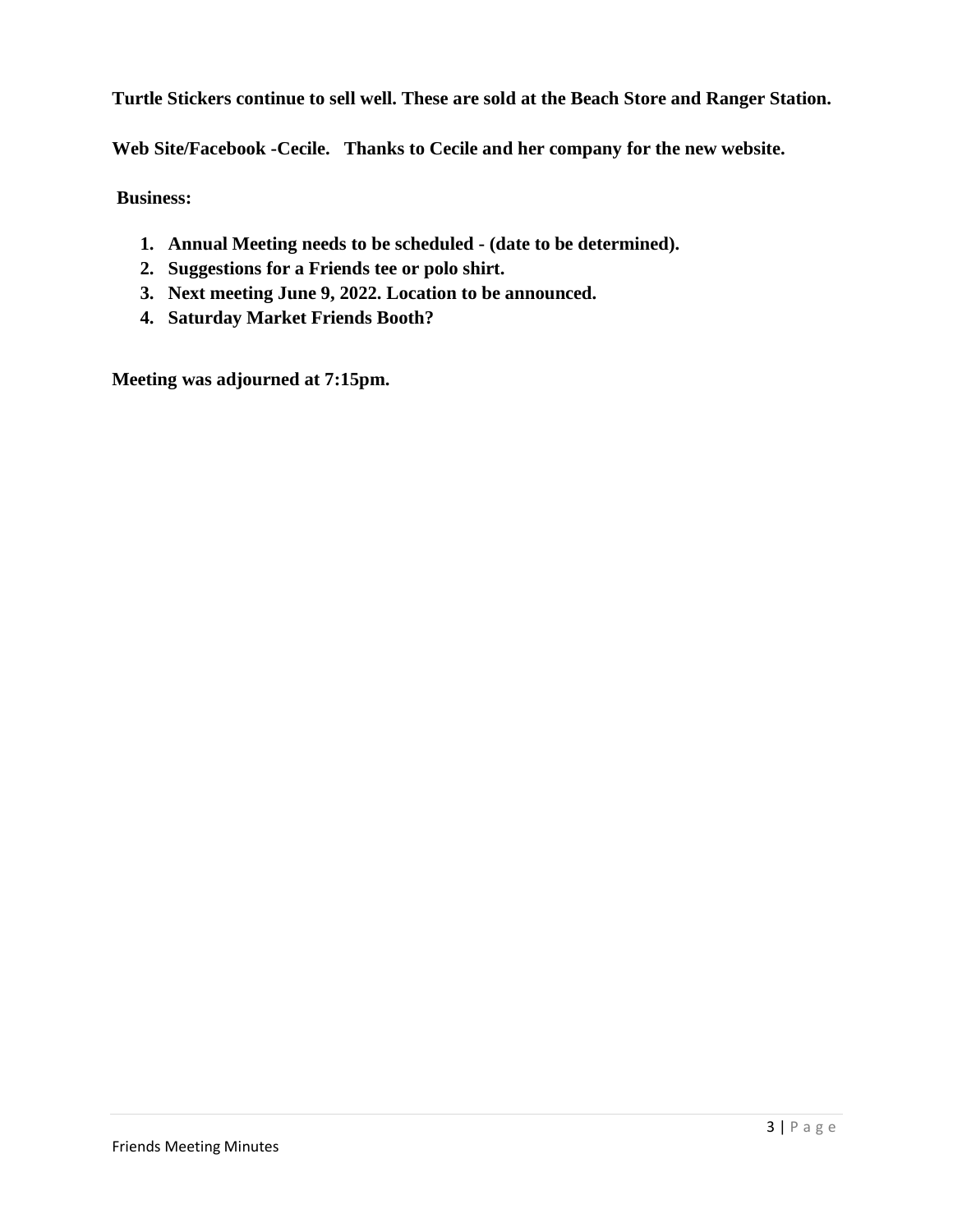**Turtle Stickers continue to sell well. These are sold at the Beach Store and Ranger Station.**

**Web Site/Facebook -Cecile. Thanks to Cecile and her company for the new website.**

**Business:**

1. **Annual Meeting needs to be scheduled - (date to be determined).**
2. **Suggestions for a Friends tee or polo shirt.**
3. **Next meeting June 9, 2022. Location to be announced.**
4. **Saturday Market Friends Booth?**

**Meeting was adjourned at 7:15pm.**